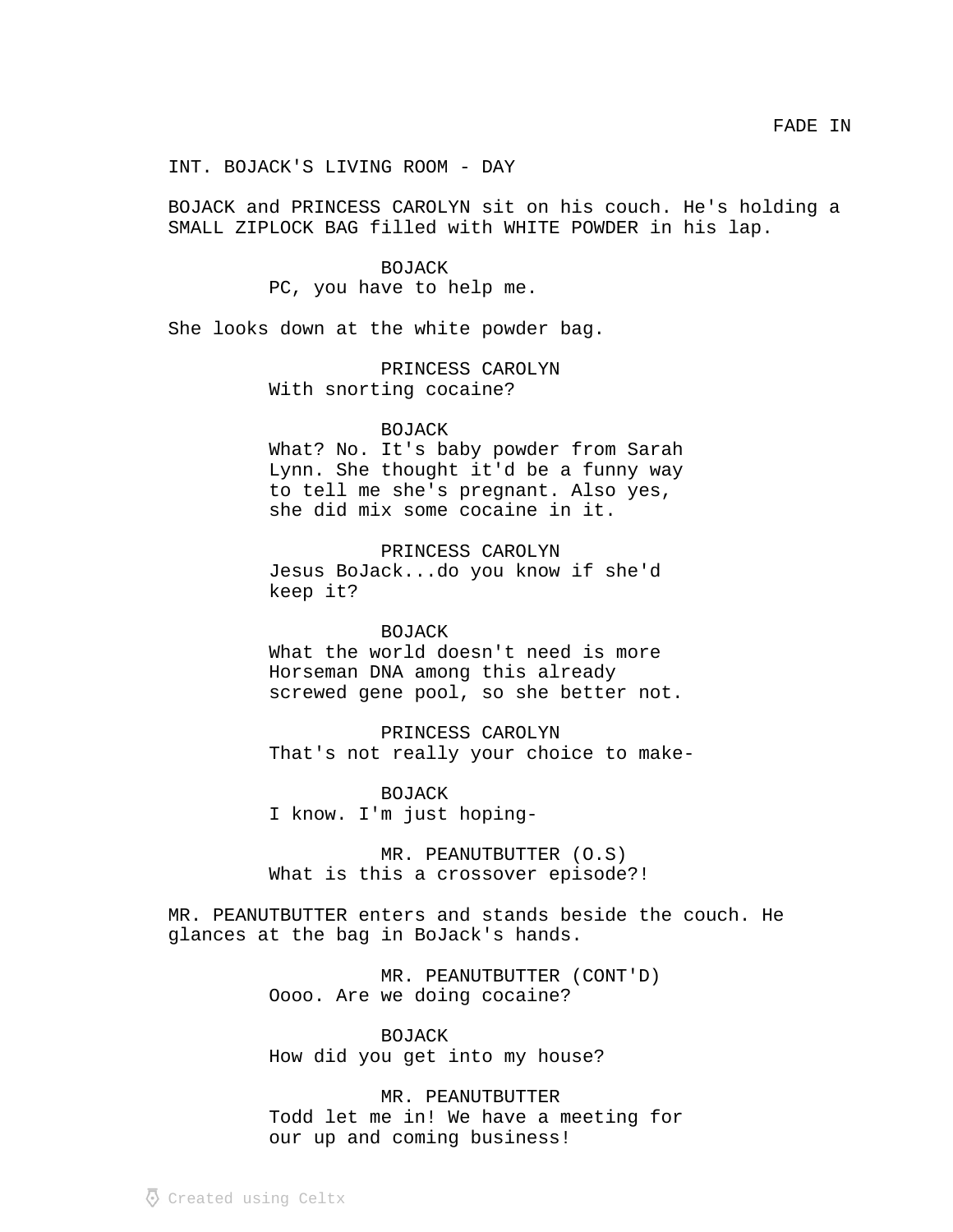FADE IN

INT. BOJACK'S LIVING ROOM - DAY

BOJACK and PRINCESS CAROLYN sit on his couch. He's holding a SMALL ZIPLOCK BAG filled with WHITE POWDER in his lap.

BOJACK
PC, you have to help me.

She looks down at the white powder bag.

PRINCESS CAROLYN
With snorting cocaine?

BOJACK
What? No. It's baby powder from Sarah Lynn. She thought it'd be a funny way to tell me she's pregnant. Also yes, she did mix some cocaine in it.

PRINCESS CAROLYN
Jesus BoJack...do you know if she'd keep it?

BOJACK
What the world doesn't need is more Horseman DNA among this already screwed gene pool, so she better not.

PRINCESS CAROLYN
That's not really your choice to make-

BOJACK
I know. I'm just hoping-

MR. PEANUTBUTTER (O.S)
What is this a crossover episode?!

MR. PEANUTBUTTER enters and stands beside the couch. He glances at the bag in BoJack's hands.

MR. PEANUTBUTTER (CONT'D)
Oooo. Are we doing cocaine?

BOJACK
How did you get into my house?

MR. PEANUTBUTTER
Todd let me in! We have a meeting for our up and coming business!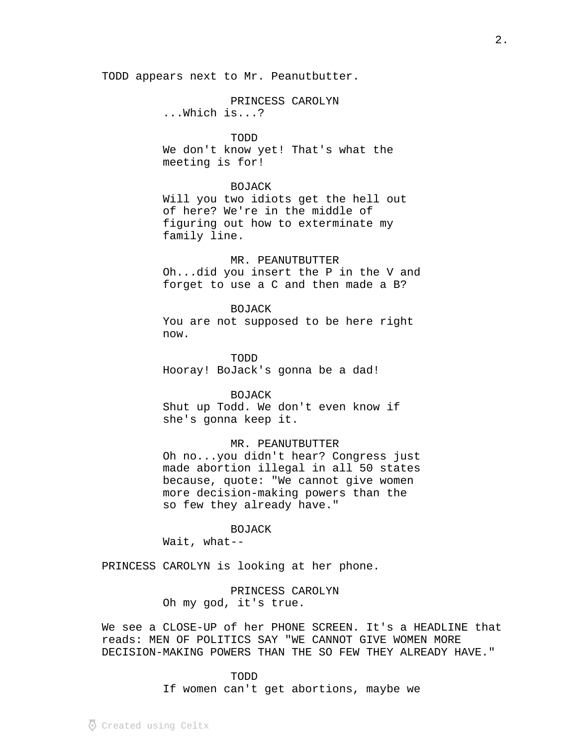TODD appears next to Mr. Peanutbutter.

PRINCESS CAROLYN
...Which is...?

TODD
We don't know yet! That's what the meeting is for!

BOJACK
Will you two idiots get the hell out of here? We're in the middle of figuring out how to exterminate my family line.

MR. PEANUTBUTTER
Oh...did you insert the P in the V and forget to use a C and then made a B?

BOJACK
You are not supposed to be here right now.

TODD
Hooray! BoJack's gonna be a dad!

BOJACK
Shut up Todd. We don't even know if she's gonna keep it.

MR. PEANUTBUTTER
Oh no...you didn't hear? Congress just made abortion illegal in all 50 states because, quote: "We cannot give women more decision-making powers than the so few they already have."

BOJACK
Wait, what--

PRINCESS CAROLYN is looking at her phone.

PRINCESS CAROLYN
Oh my god, it's true.

We see a CLOSE-UP of her PHONE SCREEN. It's a HEADLINE that reads: MEN OF POLITICS SAY "WE CANNOT GIVE WOMEN MORE DECISION-MAKING POWERS THAN THE SO FEW THEY ALREADY HAVE."

TODD
If women can't get abortions, maybe we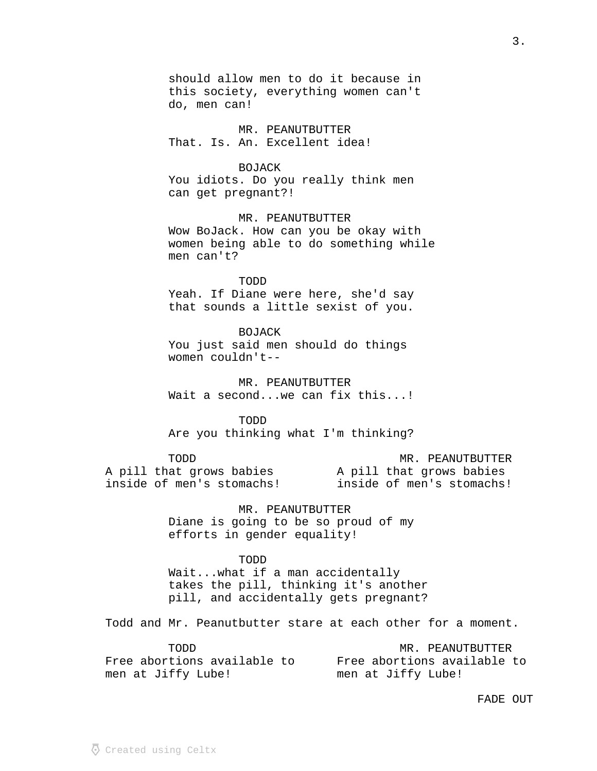should allow men to do it because in this society, everything women can't do, men can!

MR. PEANUTBUTTER
That. Is. An. Excellent idea!

BOJACK
You idiots. Do you really think men can get pregnant?!

MR. PEANUTBUTTER
Wow BoJack. How can you be okay with women being able to do something while men can't?

TODD
Yeah. If Diane were here, she'd say that sounds a little sexist of you.

BOJACK
You just said men should do things women couldn't--

MR. PEANUTBUTTER
Wait a second...we can fix this...!

TODD
Are you thinking what I'm thinking?

TODD
A pill that grows babies inside of men's stomachs!

MR. PEANUTBUTTER
A pill that grows babies inside of men's stomachs!

MR. PEANUTBUTTER
Diane is going to be so proud of my efforts in gender equality!

TODD
Wait...what if a man accidentally takes the pill, thinking it's another pill, and accidentally gets pregnant?

Todd and Mr. Peanutbutter stare at each other for a moment.

TODD
Free abortions available to men at Jiffy Lube!

MR. PEANUTBUTTER
Free abortions available to men at Jiffy Lube!

FADE OUT

Created using Celtx